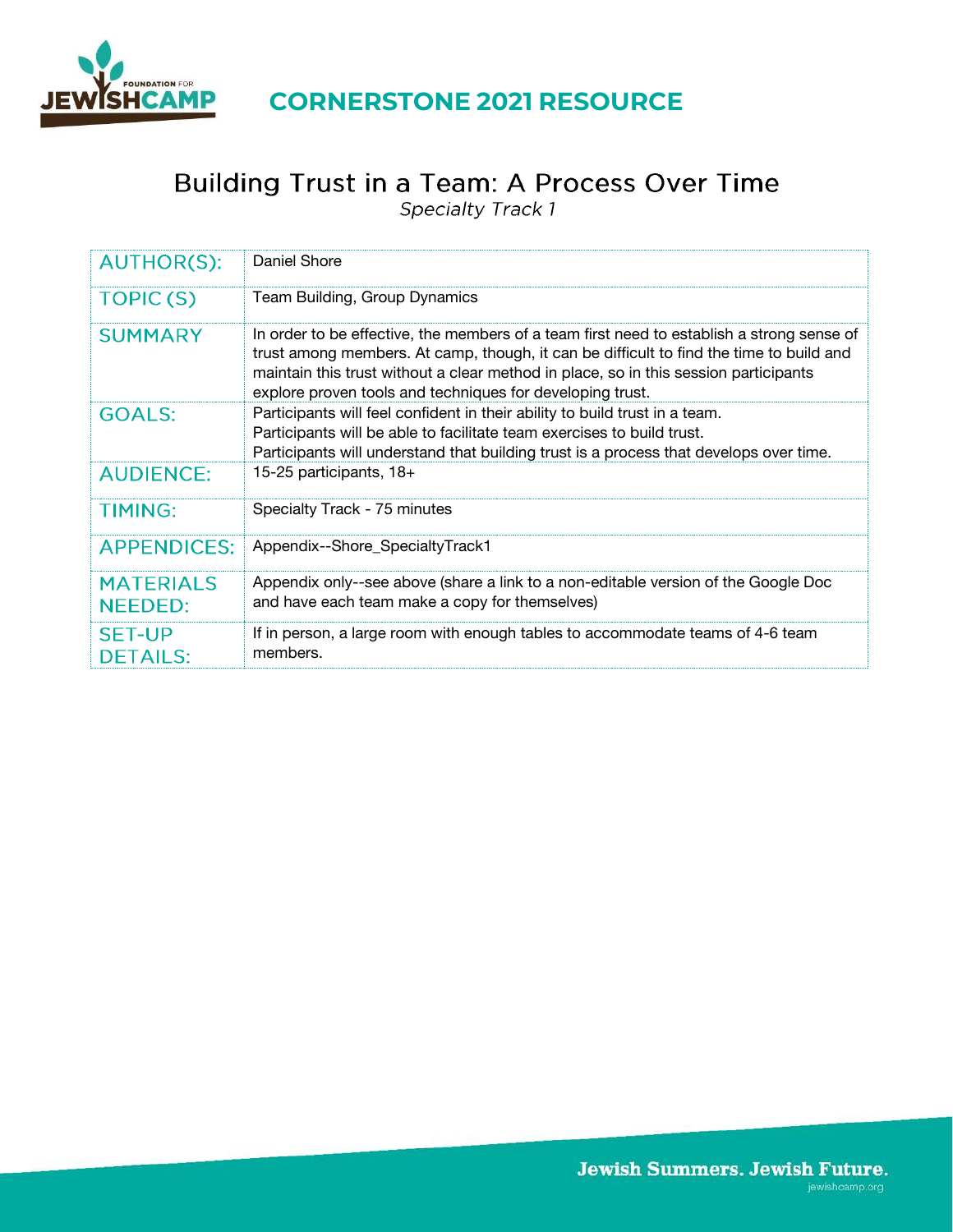# CORNERSTONE 2021 RESOURCE

## Building Trust in a Team: A Process Over Time

*Specialty Track 1*

| | |
|---|---|
| AUTHOR(S): | Daniel Shore |
| TOPIC (S) | Team Building, Group Dynamics |
| SUMMARY | In order to be effective, the members of a team first need to establish a strong sense of trust among members. At camp, though, it can be difficult to find the time to build and maintain this trust without a clear method in place, so in this session participants explore proven tools and techniques for developing trust. |
| GOALS: | Participants will feel confident in their ability to build trust in a team.<br>Participants will be able to facilitate team exercises to build trust.<br>Participants will understand that building trust is a process that develops over time. |
| AUDIENCE: | 15-25 participants, 18+ |
| TIMING: | Specialty Track - 75 minutes |
| APPENDICES: | Appendix--Shore_SpecialtyTrack1 |
| MATERIALS NEEDED: | Appendix only--see above (share a link to a non-editable version of the Google Doc and have each team make a copy for themselves) |
| SET-UP DETAILS: | If in person, a large room with enough tables to accommodate teams of 4-6 team members. |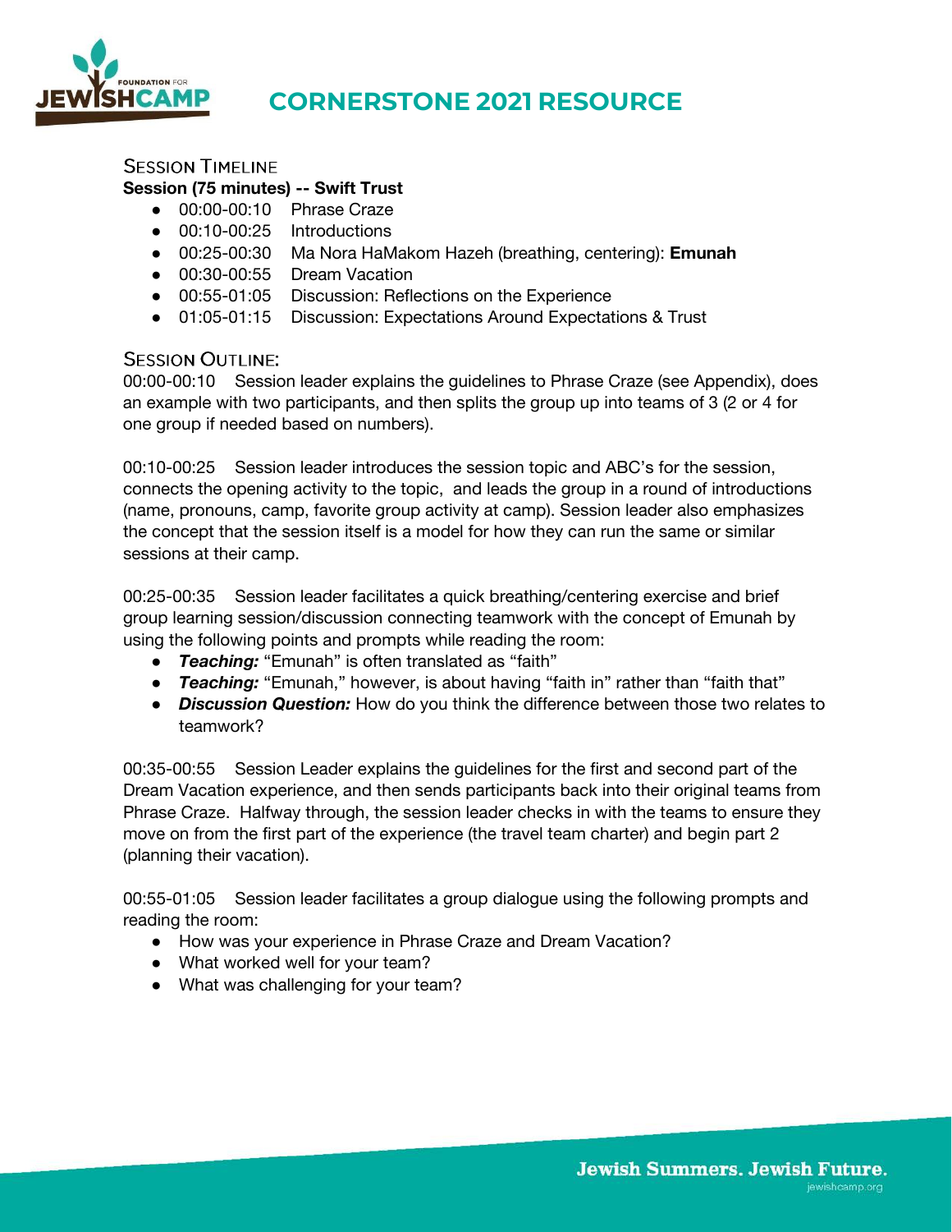# CORNERSTONE 2021 RESOURCE

## Session Timeline

**Session (75 minutes) -- Swift Trust**

- 00:00-00:10 Phrase Craze
- 00:10-00:25 Introductions
- 00:25-00:30 Ma Nora HaMakom Hazeh (breathing, centering): **Emunah**
- 00:30-00:55 Dream Vacation
- 00:55-01:05 Discussion: Reflections on the Experience
- 01:05-01:15 Discussion: Expectations Around Expectations & Trust

## Session Outline:

00:00-00:10 Session leader explains the guidelines to Phrase Craze (see Appendix), does an example with two participants, and then splits the group up into teams of 3 (2 or 4 for one group if needed based on numbers).

00:10-00:25 Session leader introduces the session topic and ABC's for the session, connects the opening activity to the topic, and leads the group in a round of introductions (name, pronouns, camp, favorite group activity at camp). Session leader also emphasizes the concept that the session itself is a model for how they can run the same or similar sessions at their camp.

00:25-00:35 Session leader facilitates a quick breathing/centering exercise and brief group learning session/discussion connecting teamwork with the concept of Emunah by using the following points and prompts while reading the room:

- ***Teaching:*** "Emunah" is often translated as "faith"
- ***Teaching:*** "Emunah," however, is about having "faith in" rather than "faith that"
- ***Discussion Question:*** How do you think the difference between those two relates to teamwork?

00:35-00:55 Session Leader explains the guidelines for the first and second part of the Dream Vacation experience, and then sends participants back into their original teams from Phrase Craze. Halfway through, the session leader checks in with the teams to ensure they move on from the first part of the experience (the travel team charter) and begin part 2 (planning their vacation).

00:55-01:05 Session leader facilitates a group dialogue using the following prompts and reading the room:

- How was your experience in Phrase Craze and Dream Vacation?
- What worked well for your team?
- What was challenging for your team?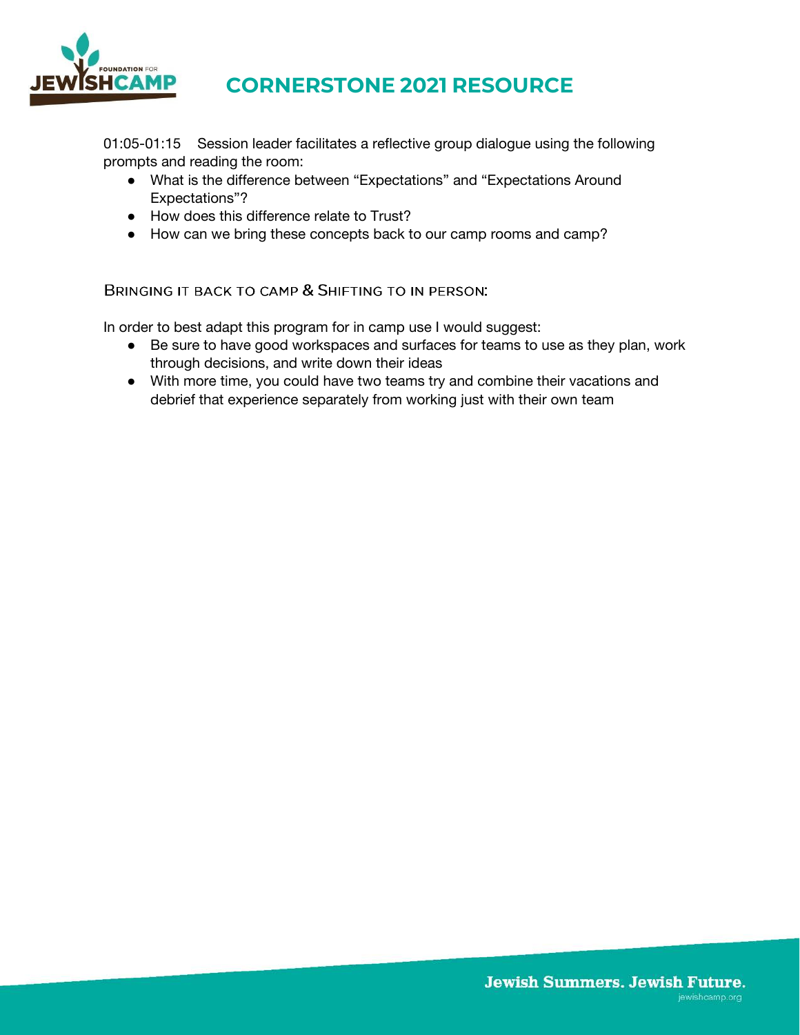01:05-01:15 Session leader facilitates a reflective group dialogue using the following prompts and reading the room:

- What is the difference between “Expectations” and “Expectations Around Expectations”?
- How does this difference relate to Trust?
- How can we bring these concepts back to our camp rooms and camp?

### Bringing it back to camp & Shifting to in person:

In order to best adapt this program for in camp use I would suggest:

- Be sure to have good workspaces and surfaces for teams to use as they plan, work through decisions, and write down their ideas
- With more time, you could have two teams try and combine their vacations and debrief that experience separately from working just with their own team